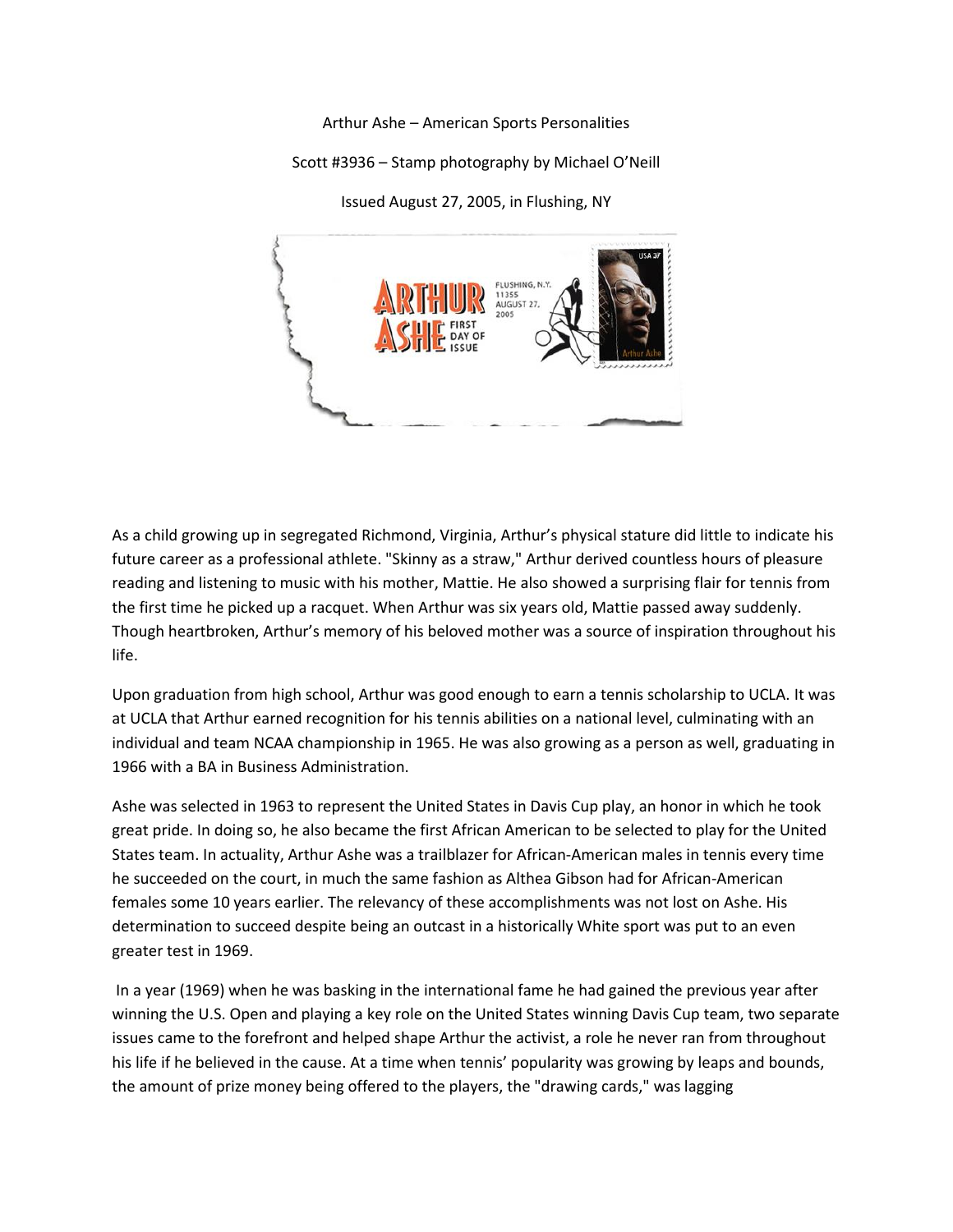Arthur Ashe – American Sports Personalities

Scott #3936 – Stamp photography by Michael O'Neill

Issued August 27, 2005, in Flushing, NY

As a child growing up in segregated Richmond, Virginia, Arthur's physical stature did little to indicate his future career as a professional athlete. "Skinny as a straw," Arthur derived countless hours of pleasure reading and listening to music with his mother, Mattie. He also showed a surprising flair for tennis from the first time he picked up a racquet. When Arthur was six years old, Mattie passed away suddenly. Though heartbroken, Arthur's memory of his beloved mother was a source of inspiration throughout his life.

Upon graduation from high school, Arthur was good enough to earn a tennis scholarship to UCLA. It was at UCLA that Arthur earned recognition for his tennis abilities on a national level, culminating with an individual and team NCAA championship in 1965. He was also growing as a person as well, graduating in 1966 with a BA in Business Administration.

Ashe was selected in 1963 to represent the United States in Davis Cup play, an honor in which he took great pride. In doing so, he also became the first African American to be selected to play for the United States team. In actuality, Arthur Ashe was a trailblazer for African-American males in tennis every time he succeeded on the court, in much the same fashion as Althea Gibson had for African-American females some 10 years earlier. The relevancy of these accomplishments was not lost on Ashe. His determination to succeed despite being an outcast in a historically White sport was put to an even greater test in 1969.

In a year (1969) when he was basking in the international fame he had gained the previous year after winning the U.S. Open and playing a key role on the United States winning Davis Cup team, two separate issues came to the forefront and helped shape Arthur the activist, a role he never ran from throughout his life if he believed in the cause. At a time when tennis' popularity was growing by leaps and bounds, the amount of prize money being offered to the players, the "drawing cards," was lagging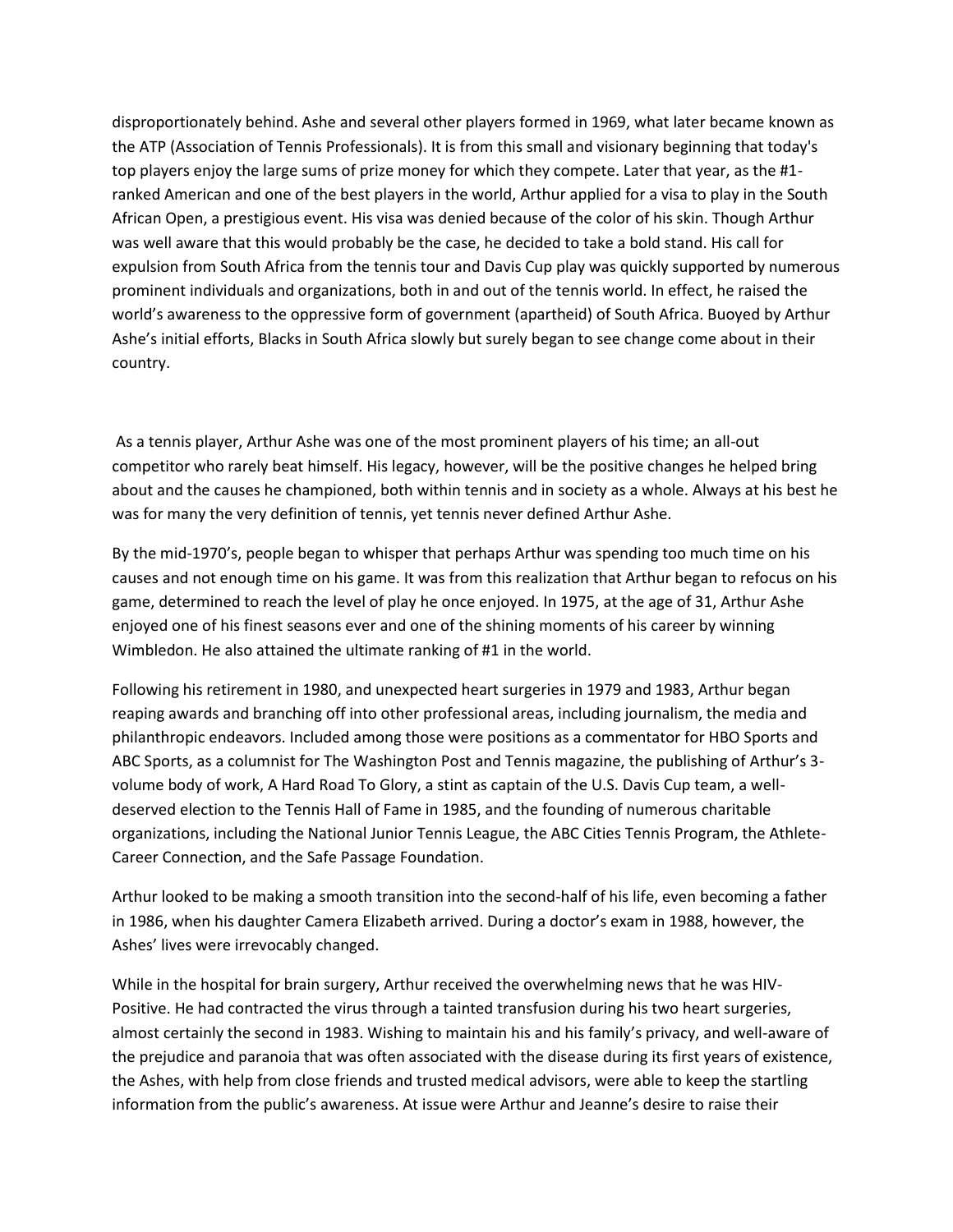disproportionately behind. Ashe and several other players formed in 1969, what later became known as the ATP (Association of Tennis Professionals). It is from this small and visionary beginning that today's top players enjoy the large sums of prize money for which they compete. Later that year, as the #1-ranked American and one of the best players in the world, Arthur applied for a visa to play in the South African Open, a prestigious event. His visa was denied because of the color of his skin. Though Arthur was well aware that this would probably be the case, he decided to take a bold stand. His call for expulsion from South Africa from the tennis tour and Davis Cup play was quickly supported by numerous prominent individuals and organizations, both in and out of the tennis world. In effect, he raised the world's awareness to the oppressive form of government (apartheid) of South Africa. Buoyed by Arthur Ashe's initial efforts, Blacks in South Africa slowly but surely began to see change come about in their country.

As a tennis player, Arthur Ashe was one of the most prominent players of his time; an all-out competitor who rarely beat himself. His legacy, however, will be the positive changes he helped bring about and the causes he championed, both within tennis and in society as a whole. Always at his best he was for many the very definition of tennis, yet tennis never defined Arthur Ashe.

By the mid-1970's, people began to whisper that perhaps Arthur was spending too much time on his causes and not enough time on his game. It was from this realization that Arthur began to refocus on his game, determined to reach the level of play he once enjoyed. In 1975, at the age of 31, Arthur Ashe enjoyed one of his finest seasons ever and one of the shining moments of his career by winning Wimbledon. He also attained the ultimate ranking of #1 in the world.

Following his retirement in 1980, and unexpected heart surgeries in 1979 and 1983, Arthur began reaping awards and branching off into other professional areas, including journalism, the media and philanthropic endeavors. Included among those were positions as a commentator for HBO Sports and ABC Sports, as a columnist for The Washington Post and Tennis magazine, the publishing of Arthur's 3-volume body of work, A Hard Road To Glory, a stint as captain of the U.S. Davis Cup team, a well-deserved election to the Tennis Hall of Fame in 1985, and the founding of numerous charitable organizations, including the National Junior Tennis League, the ABC Cities Tennis Program, the Athlete-Career Connection, and the Safe Passage Foundation.

Arthur looked to be making a smooth transition into the second-half of his life, even becoming a father in 1986, when his daughter Camera Elizabeth arrived. During a doctor's exam in 1988, however, the Ashes' lives were irrevocably changed.

While in the hospital for brain surgery, Arthur received the overwhelming news that he was HIV-Positive. He had contracted the virus through a tainted transfusion during his two heart surgeries, almost certainly the second in 1983. Wishing to maintain his and his family's privacy, and well-aware of the prejudice and paranoia that was often associated with the disease during its first years of existence, the Ashes, with help from close friends and trusted medical advisors, were able to keep the startling information from the public's awareness. At issue were Arthur and Jeanne's desire to raise their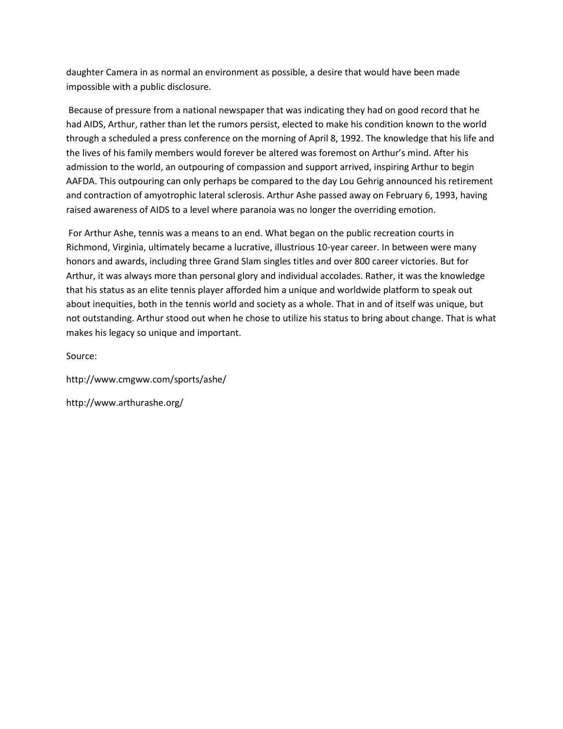daughter Camera in as normal an environment as possible, a desire that would have been made impossible with a public disclosure.

Because of pressure from a national newspaper that was indicating they had on good record that he had AIDS, Arthur, rather than let the rumors persist, elected to make his condition known to the world through a scheduled a press conference on the morning of April 8, 1992. The knowledge that his life and the lives of his family members would forever be altered was foremost on Arthur's mind. After his admission to the world, an outpouring of compassion and support arrived, inspiring Arthur to begin AAFDA. This outpouring can only perhaps be compared to the day Lou Gehrig announced his retirement and contraction of amyotrophic lateral sclerosis. Arthur Ashe passed away on February 6, 1993, having raised awareness of AIDS to a level where paranoia was no longer the overriding emotion.

For Arthur Ashe, tennis was a means to an end. What began on the public recreation courts in Richmond, Virginia, ultimately became a lucrative, illustrious 10-year career. In between were many honors and awards, including three Grand Slam singles titles and over 800 career victories. But for Arthur, it was always more than personal glory and individual accolades. Rather, it was the knowledge that his status as an elite tennis player afforded him a unique and worldwide platform to speak out about inequities, both in the tennis world and society as a whole. That in and of itself was unique, but not outstanding. Arthur stood out when he chose to utilize his status to bring about change. That is what makes his legacy so unique and important.

Source:

http://www.cmgww.com/sports/ashe/

http://www.arthurashe.org/